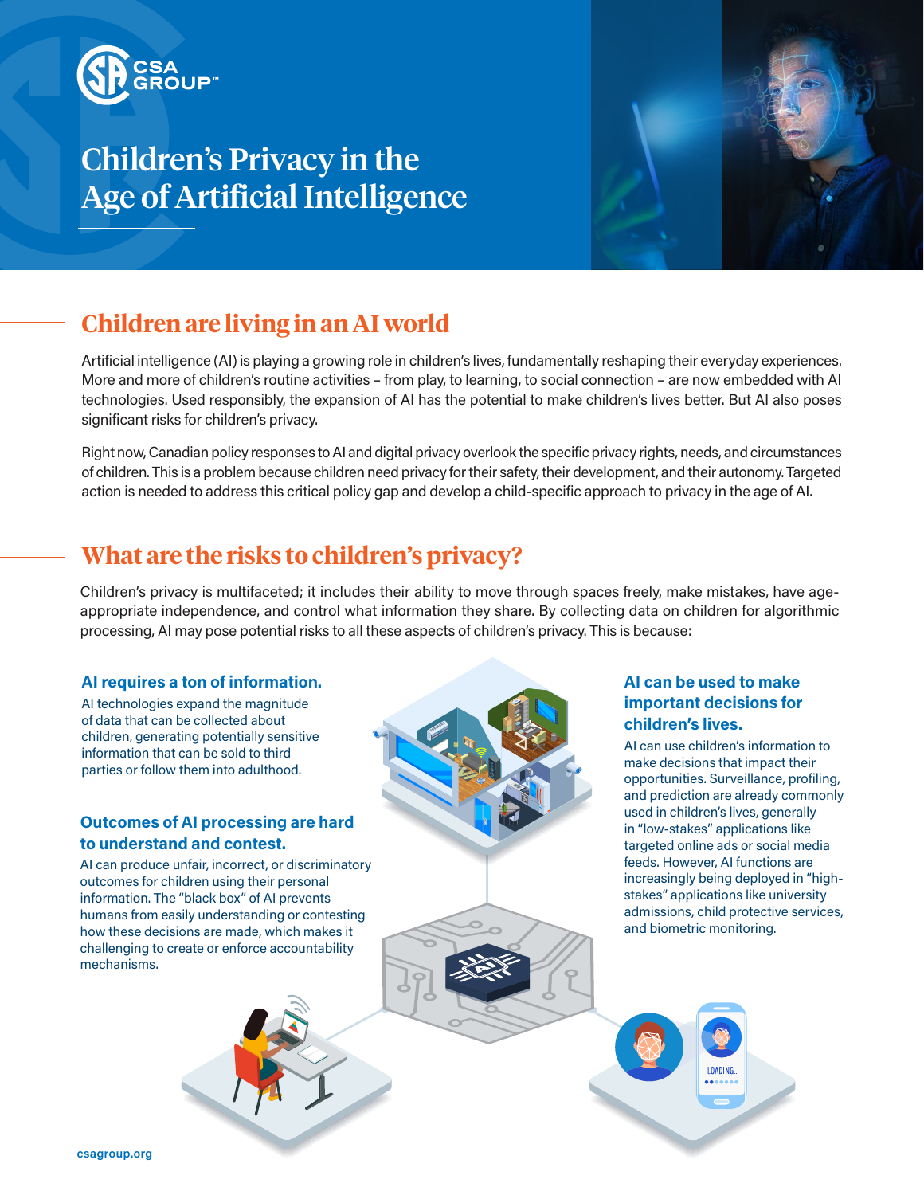CSA GROUP™

# Children's Privacy in the Age of Artificial Intelligence

## Children are living in an AI world

Artificial intelligence (AI) is playing a growing role in children's lives, fundamentally reshaping their everyday experiences. More and more of children's routine activities – from play, to learning, to social connection – are now embedded with AI technologies. Used responsibly, the expansion of AI has the potential to make children's lives better. But AI also poses significant risks for children's privacy.

Right now, Canadian policy responses to AI and digital privacy overlook the specific privacy rights, needs, and circumstances of children. This is a problem because children need privacy for their safety, their development, and their autonomy. Targeted action is needed to address this critical policy gap and develop a child-specific approach to privacy in the age of AI.

## What are the risks to children's privacy?

Children's privacy is multifaceted; it includes their ability to move through spaces freely, make mistakes, have age-appropriate independence, and control what information they share. By collecting data on children for algorithmic processing, AI may pose potential risks to all these aspects of children's privacy. This is because:

### AI requires a ton of information.

AI technologies expand the magnitude of data that can be collected about children, generating potentially sensitive information that can be sold to third parties or follow them into adulthood.

### Outcomes of AI processing are hard to understand and contest.

AI can produce unfair, incorrect, or discriminatory outcomes for children using their personal information. The "black box" of AI prevents humans from easily understanding or contesting how these decisions are made, which makes it challenging to create or enforce accountability mechanisms.

### AI can be used to make important decisions for children's lives.

AI can use children's information to make decisions that impact their opportunities. Surveillance, profiling, and prediction are already commonly used in children's lives, generally in "low-stakes" applications like targeted online ads or social media feeds. However, AI functions are increasingly being deployed in "high-stakes" applications like university admissions, child protective services, and biometric monitoring.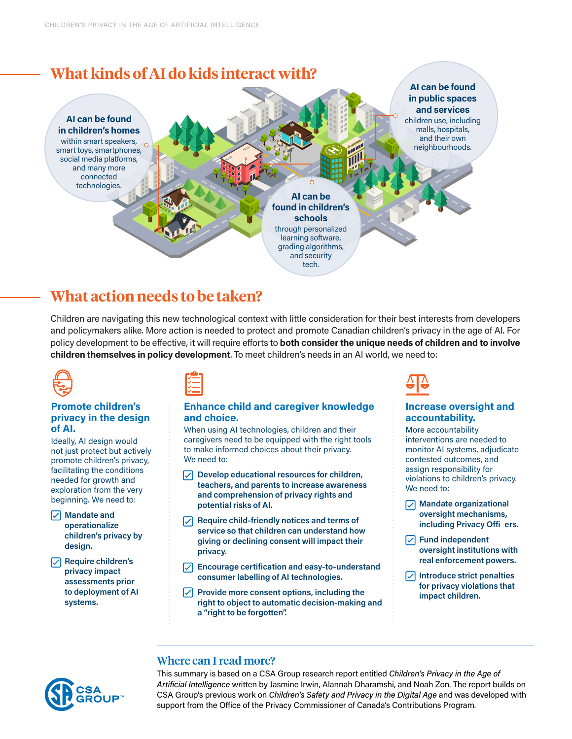## What kinds of AI do kids interact with?

**AI can be found in children's homes** within smart speakers, smart toys, smartphones, social media platforms, and many more connected technologies.

**AI can be found in public spaces and services** children use, including malls, hospitals, and their own neighbourhoods.

**AI can be found in children's schools** through personalized learning software, grading algorithms, and security tech.

## What action needs to be taken?

Children are navigating this new technological context with little consideration for their best interests from developers and policymakers alike. More action is needed to protect and promote Canadian children's privacy in the age of AI. For policy development to be effective, it will require efforts to **both consider the unique needs of children and to involve children themselves in policy development**. To meet children's needs in an AI world, we need to:

### Promote children's privacy in the design of AI.

Ideally, AI design would not just protect but actively promote children's privacy, facilitating the conditions needed for growth and exploration from the very beginning. We need to:

- **Mandate and operationalize children's privacy by design.**
- **Require children's privacy impact assessments prior to deployment of AI systems.**

### Enhance child and caregiver knowledge and choice.

When using AI technologies, children and their caregivers need to be equipped with the right tools to make informed choices about their privacy. We need to:

- **Develop educational resources for children, teachers, and parents to increase awareness and comprehension of privacy rights and potential risks of AI.**
- **Require child-friendly notices and terms of service so that children can understand how giving or declining consent will impact their privacy.**
- **Encourage certification and easy-to-understand consumer labelling of AI technologies.**
- **Provide more consent options, including the right to object to automatic decision-making and a "right to be forgotten".**

### Increase oversight and accountability.

More accountability interventions are needed to monitor AI systems, adjudicate contested outcomes, and assign responsibility for violations to children's privacy. We need to:

- **Mandate organizational oversight mechanisms, including Privacy Officers.**
- **Fund independent oversight institutions with real enforcement powers.**
- **Introduce strict penalties for privacy violations that impact children.**

## Where can I read more?

This summary is based on a CSA Group research report entitled *Children's Privacy in the Age of Artificial Intelligence* written by Jasmine Irwin, Alannah Dharamshi, and Noah Zon. The report builds on CSA Group's previous work on *Children's Safety and Privacy in the Digital Age* and was developed with support from the Office of the Privacy Commissioner of Canada's Contributions Program.

CSA GROUP™